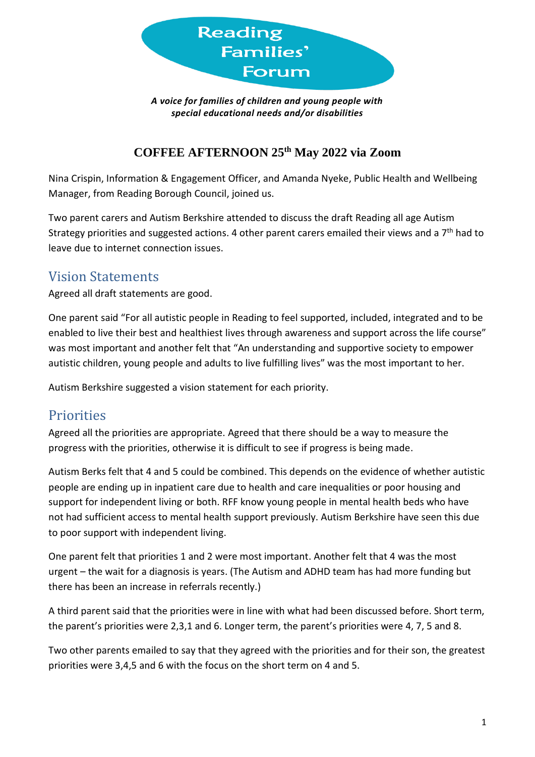Reading Families' Forum

***A voice for families of children and young people with special educational needs and/or disabilities***

# COFFEE AFTERNOON 25th May 2022 via Zoom

Nina Crispin, Information & Engagement Officer, and Amanda Nyeke, Public Health and Wellbeing Manager, from Reading Borough Council, joined us.

Two parent carers and Autism Berkshire attended to discuss the draft Reading all age Autism Strategy priorities and suggested actions. 4 other parent carers emailed their views and a 7th had to leave due to internet connection issues.

## Vision Statements

Agreed all draft statements are good.

One parent said "For all autistic people in Reading to feel supported, included, integrated and to be enabled to live their best and healthiest lives through awareness and support across the life course" was most important and another felt that "An understanding and supportive society to empower autistic children, young people and adults to live fulfilling lives" was the most important to her.

Autism Berkshire suggested a vision statement for each priority.

## Priorities

Agreed all the priorities are appropriate. Agreed that there should be a way to measure the progress with the priorities, otherwise it is difficult to see if progress is being made.

Autism Berks felt that 4 and 5 could be combined. This depends on the evidence of whether autistic people are ending up in inpatient care due to health and care inequalities or poor housing and support for independent living or both. RFF know young people in mental health beds who have not had sufficient access to mental health support previously. Autism Berkshire have seen this due to poor support with independent living.

One parent felt that priorities 1 and 2 were most important. Another felt that 4 was the most urgent – the wait for a diagnosis is years. (The Autism and ADHD team has had more funding but there has been an increase in referrals recently.)

A third parent said that the priorities were in line with what had been discussed before. Short term, the parent's priorities were 2,3,1 and 6. Longer term, the parent's priorities were 4, 7, 5 and 8.

Two other parents emailed to say that they agreed with the priorities and for their son, the greatest priorities were 3,4,5 and 6 with the focus on the short term on 4 and 5.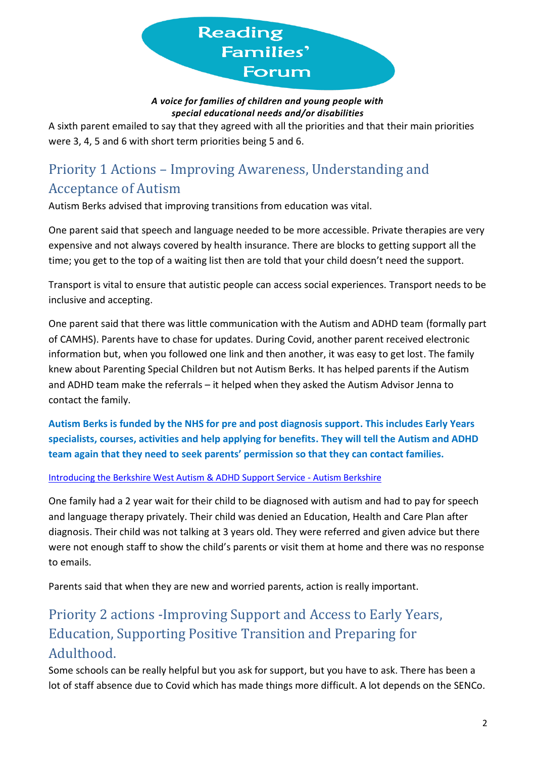A sixth parent emailed to say that they agreed with all the priorities and that their main priorities were 3, 4, 5 and 6 with short term priorities being 5 and 6.

## Priority 1 Actions – Improving Awareness, Understanding and Acceptance of Autism

Autism Berks advised that improving transitions from education was vital.

One parent said that speech and language needed to be more accessible. Private therapies are very expensive and not always covered by health insurance. There are blocks to getting support all the time; you get to the top of a waiting list then are told that your child doesn't need the support.

Transport is vital to ensure that autistic people can access social experiences. Transport needs to be inclusive and accepting.

One parent said that there was little communication with the Autism and ADHD team (formally part of CAMHS). Parents have to chase for updates. During Covid, another parent received electronic information but, when you followed one link and then another, it was easy to get lost. The family knew about Parenting Special Children but not Autism Berks. It has helped parents if the Autism and ADHD team make the referrals – it helped when they asked the Autism Advisor Jenna to contact the family.

**Autism Berks is funded by the NHS for pre and post diagnosis support. This includes Early Years specialists, courses, activities and help applying for benefits. They will tell the Autism and ADHD team again that they need to seek parents' permission so that they can contact families.**

Introducing the Berkshire West Autism & ADHD Support Service - Autism Berkshire

One family had a 2 year wait for their child to be diagnosed with autism and had to pay for speech and language therapy privately. Their child was denied an Education, Health and Care Plan after diagnosis. Their child was not talking at 3 years old. They were referred and given advice but there were not enough staff to show the child's parents or visit them at home and there was no response to emails.

Parents said that when they are new and worried parents, action is really important.

## Priority 2 actions -Improving Support and Access to Early Years, Education, Supporting Positive Transition and Preparing for Adulthood.

Some schools can be really helpful but you ask for support, but you have to ask. There has been a lot of staff absence due to Covid which has made things more difficult. A lot depends on the SENCo.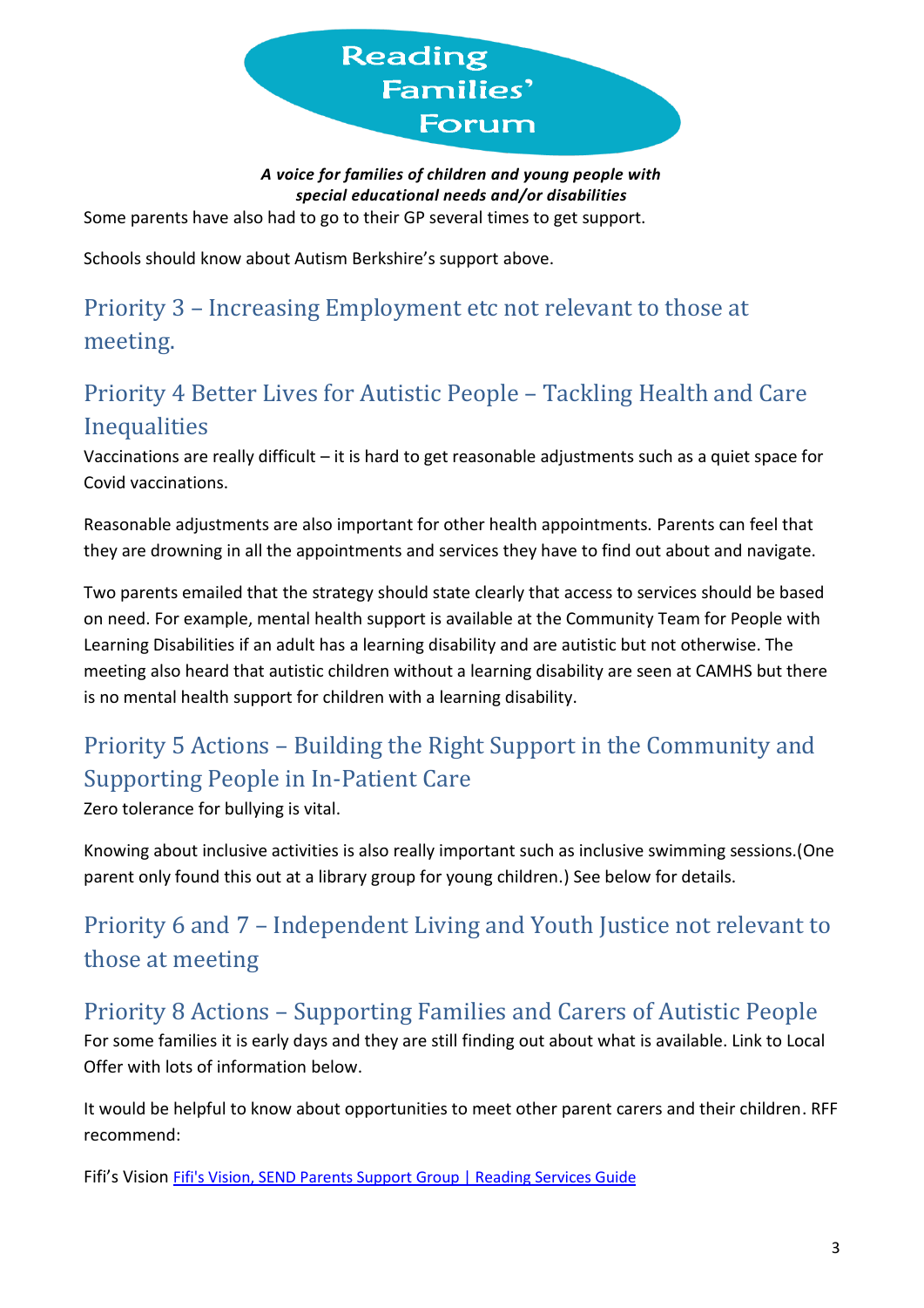Some parents have also had to go to their GP several times to get support.

Schools should know about Autism Berkshire's support above.

## Priority 3 – Increasing Employment etc not relevant to those at meeting.

## Priority 4 Better Lives for Autistic People – Tackling Health and Care Inequalities

Vaccinations are really difficult – it is hard to get reasonable adjustments such as a quiet space for Covid vaccinations.

Reasonable adjustments are also important for other health appointments. Parents can feel that they are drowning in all the appointments and services they have to find out about and navigate.

Two parents emailed that the strategy should state clearly that access to services should be based on need. For example, mental health support is available at the Community Team for People with Learning Disabilities if an adult has a learning disability and are autistic but not otherwise. The meeting also heard that autistic children without a learning disability are seen at CAMHS but there is no mental health support for children with a learning disability.

## Priority 5 Actions – Building the Right Support in the Community and Supporting People in In-Patient Care

Zero tolerance for bullying is vital.

Knowing about inclusive activities is also really important such as inclusive swimming sessions.(One parent only found this out at a library group for young children.) See below for details.

## Priority 6 and 7 – Independent Living and Youth Justice not relevant to those at meeting

## Priority 8 Actions – Supporting Families and Carers of Autistic People

For some families it is early days and they are still finding out about what is available. Link to Local Offer with lots of information below.

It would be helpful to know about opportunities to meet other parent carers and their children. RFF recommend:

Fifi's Vision [Fifi's Vision, SEND Parents Support Group | Reading Services Guide]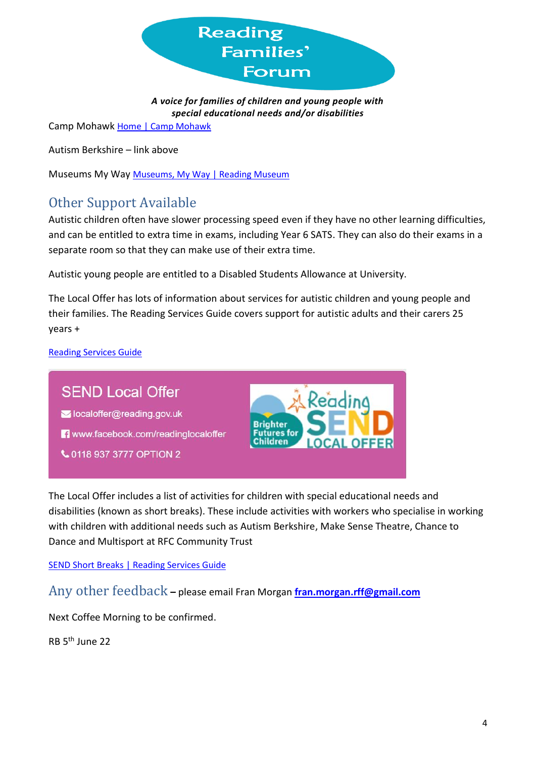Camp Mohawk [Home | Camp Mohawk]

Autism Berkshire – link above

Museums My Way [Museums, My Way | Reading Museum]

## Other Support Available

Autistic children often have slower processing speed even if they have no other learning difficulties, and can be entitled to extra time in exams, including Year 6 SATS. They can also do their exams in a separate room so that they can make use of their extra time.

Autistic young people are entitled to a Disabled Students Allowance at University.

The Local Offer has lots of information about services for autistic children and young people and their families. The Reading Services Guide covers support for autistic adults and their carers 25 years +

[Reading Services Guide]

**SEND Local Offer**

localoffer@reading.gov.uk

www.facebook.com/readinglocaloffer

0118 937 3777 OPTION 2

Brighter Futures for Children – Reading SEND LOCAL OFFER

The Local Offer includes a list of activities for children with special educational needs and disabilities (known as short breaks). These include activities with workers who specialise in working with children with additional needs such as Autism Berkshire, Make Sense Theatre, Chance to Dance and Multisport at RFC Community Trust

[SEND Short Breaks | Reading Services Guide]

## Any other feedback – please email Fran Morgan **fran.morgan.rff@gmail.com**

Next Coffee Morning to be confirmed.

RB 5th June 22